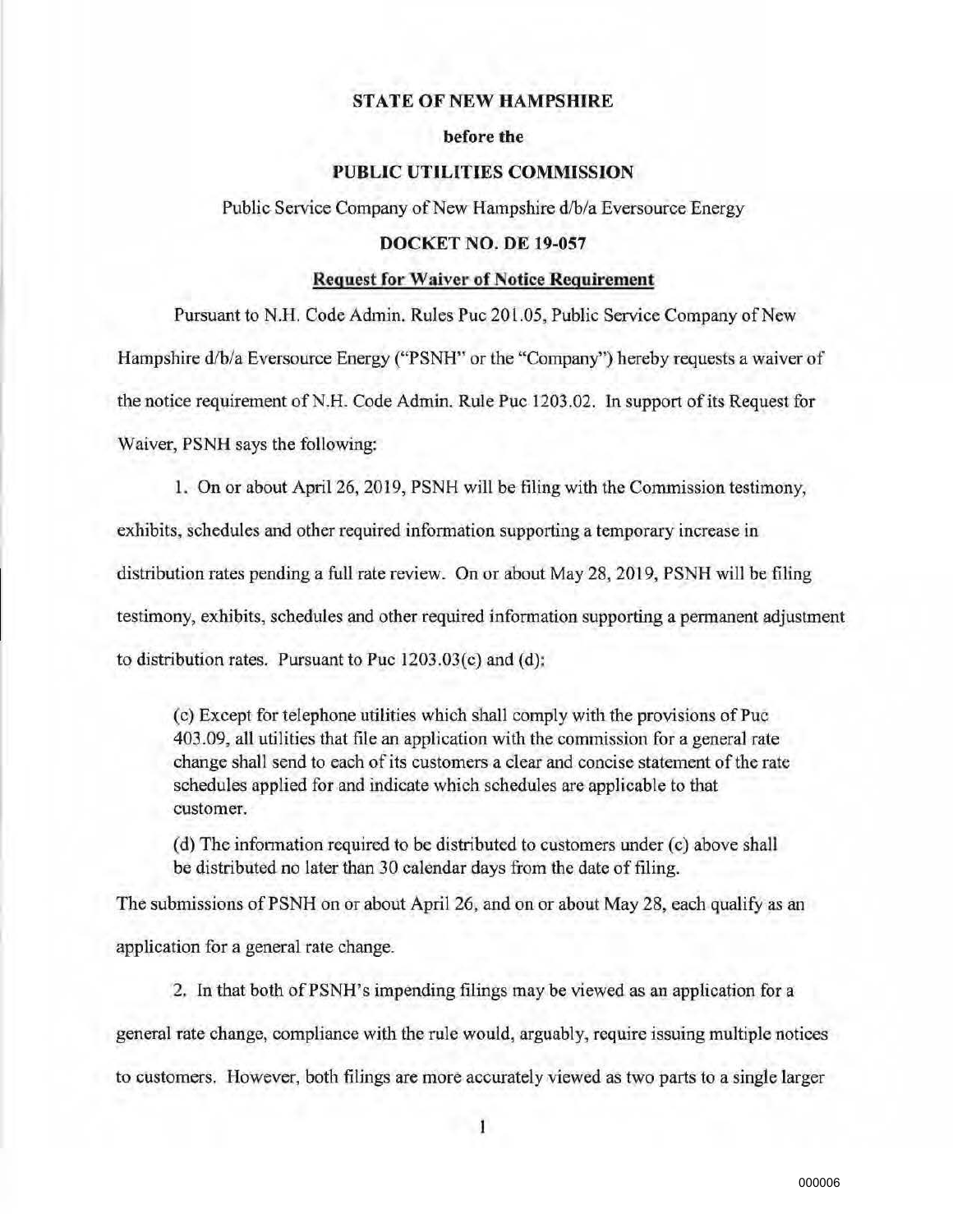**STATE OF NEW HAMPSHIRE**

**before the**

**PUBLIC UTILITIES COMMISSION**

Public Service Company of New Hampshire d/b/a Eversource Energy

**DOCKET NO. DE 19-057**

**Request for Waiver of Notice Requirement**

Pursuant to N.H. Code Admin. Rules Puc 201.05, Public Service Company of New Hampshire d/b/a Eversource Energy ("PSNH" or the "Company") hereby requests a waiver of the notice requirement of N.H. Code Admin. Rule Puc 1203.02. In support of its Request for Waiver, PSNH says the following:

1. On or about April 26, 2019, PSNH will be filing with the Commission testimony, exhibits, schedules and other required information supporting a temporary increase in distribution rates pending a full rate review. On or about May 28, 2019, PSNH will be filing testimony, exhibits, schedules and other required information supporting a permanent adjustment to distribution rates. Pursuant to Puc 1203.03(c) and (d):

> (c) Except for telephone utilities which shall comply with the provisions of Puc 403.09, all utilities that file an application with the commission for a general rate change shall send to each of its customers a clear and concise statement of the rate schedules applied for and indicate which schedules are applicable to that customer.
>
> (d) The information required to be distributed to customers under (c) above shall be distributed no later than 30 calendar days from the date of filing.

The submissions of PSNH on or about April 26, and on or about May 28, each qualify as an application for a general rate change.

2. In that both of PSNH's impending filings may be viewed as an application for a general rate change, compliance with the rule would, arguably, require issuing multiple notices to customers. However, both filings are more accurately viewed as two parts to a single larger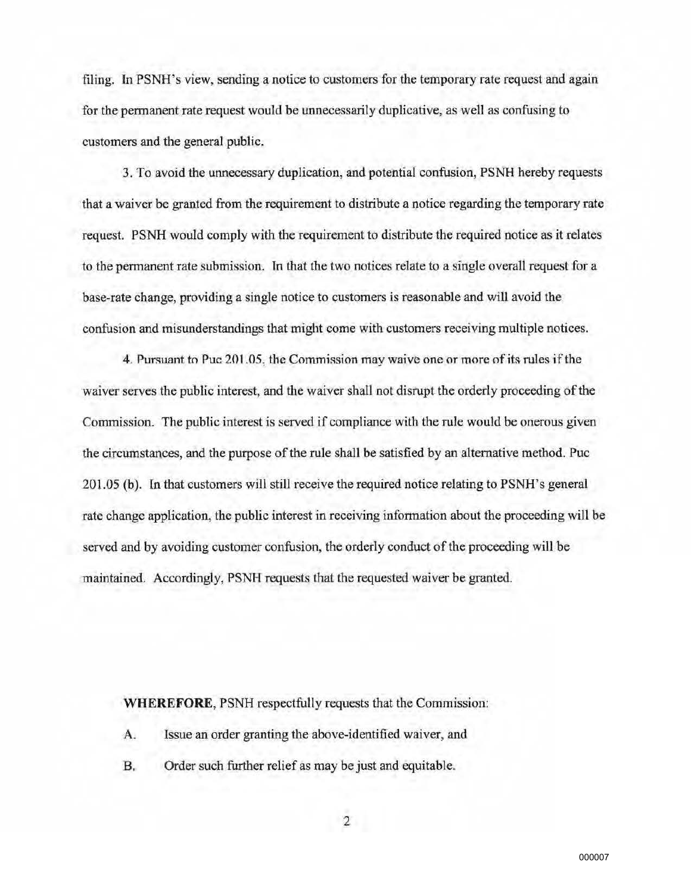filing. In PSNH's view, sending a notice to customers for the temporary rate request and again for the permanent rate request would be unnecessarily duplicative, as well as confusing to customers and the general public.

3. To avoid the unnecessary duplication, and potential confusion, PSNH hereby requests that a waiver be granted from the requirement to distribute a notice regarding the temporary rate request. PSNH would comply with the requirement to distribute the required notice as it relates to the permanent rate submission. In that the two notices relate to a single overall request for a base-rate change, providing a single notice to customers is reasonable and will avoid the confusion and misunderstandings that might come with customers receiving multiple notices.

4. Pursuant to Puc 201.05, the Commission may waive one or more of its rules if the waiver serves the public interest, and the waiver shall not disrupt the orderly proceeding of the Commission. The public interest is served if compliance with the rule would be onerous given the circumstances, and the purpose of the rule shall be satisfied by an alternative method. Puc 201.05 (b). In that customers will still receive the required notice relating to PSNH's general rate change application, the public interest in receiving information about the proceeding will be served and by avoiding customer confusion, the orderly conduct of the proceeding will be maintained. Accordingly, PSNH requests that the requested waiver be granted.

**WHEREFORE**, PSNH respectfully requests that the Commission:

A. Issue an order granting the above-identified waiver, and

B. Order such further relief as may be just and equitable.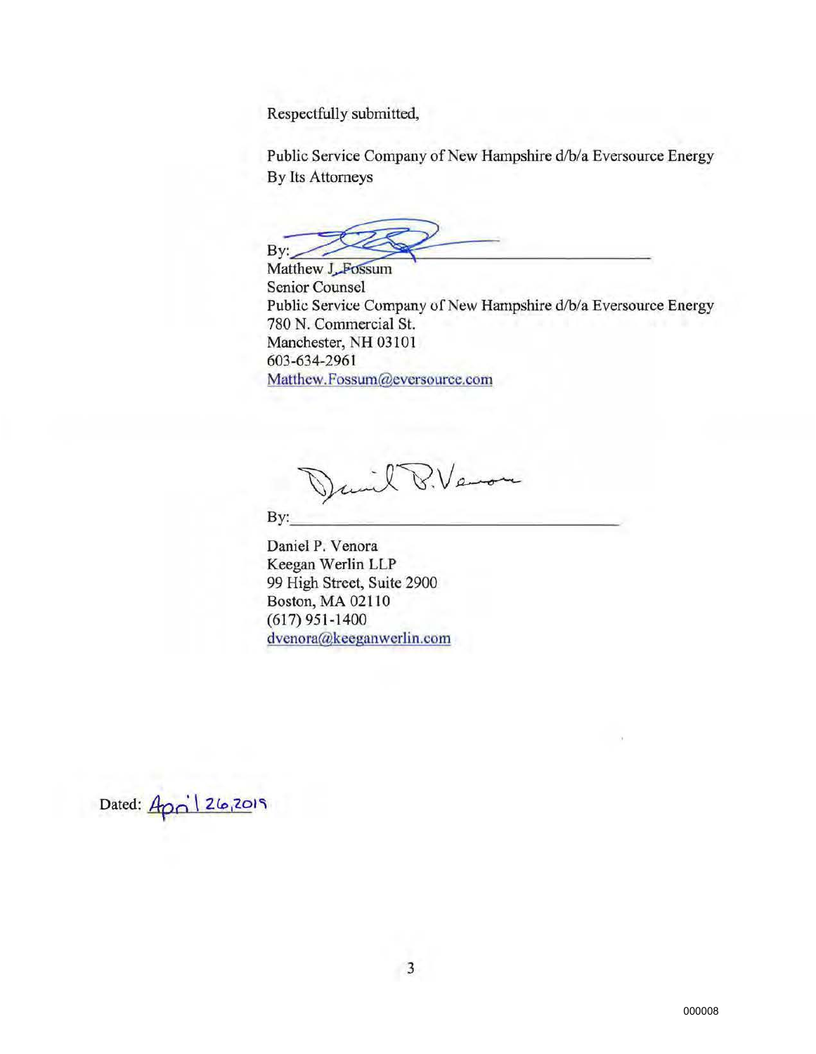Respectfully submitted,

Public Service Company of New Hampshire d/b/a Eversource Energy
By Its Attorneys

By: ______________________________
Matthew J. Fossum
Senior Counsel
Public Service Company of New Hampshire d/b/a Eversource Energy
780 N. Commercial St.
Manchester, NH 03101
603-634-2961
Matthew.Fossum@eversource.com

By: ______________________________

Daniel P. Venora
Keegan Werlin LLP
99 High Street, Suite 2900
Boston, MA 02110
(617) 951-1400
dvenora@keeganwerlin.com

Dated: April 26, 2019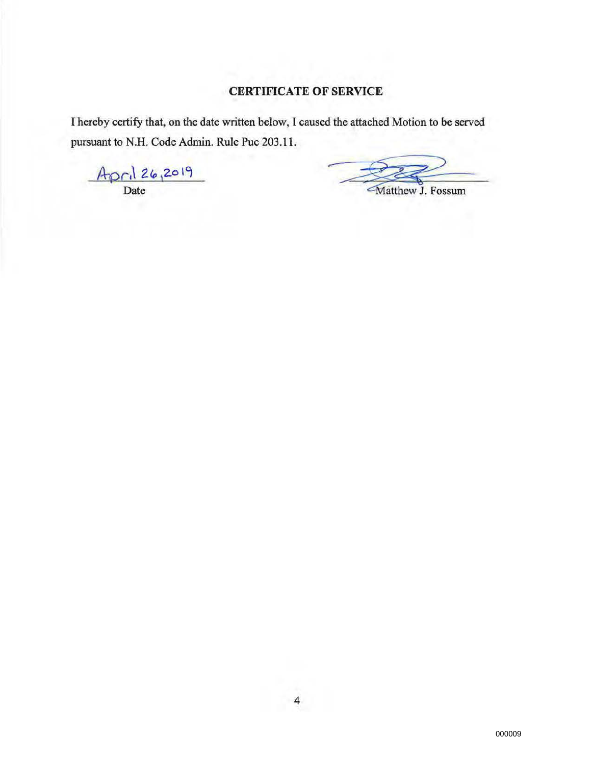## CERTIFICATE OF SERVICE

I hereby certify that, on the date written below, I caused the attached Motion to be served pursuant to N.H. Code Admin. Rule Puc 203.11.

April 26, 2019
Date

Matthew J. Fossum